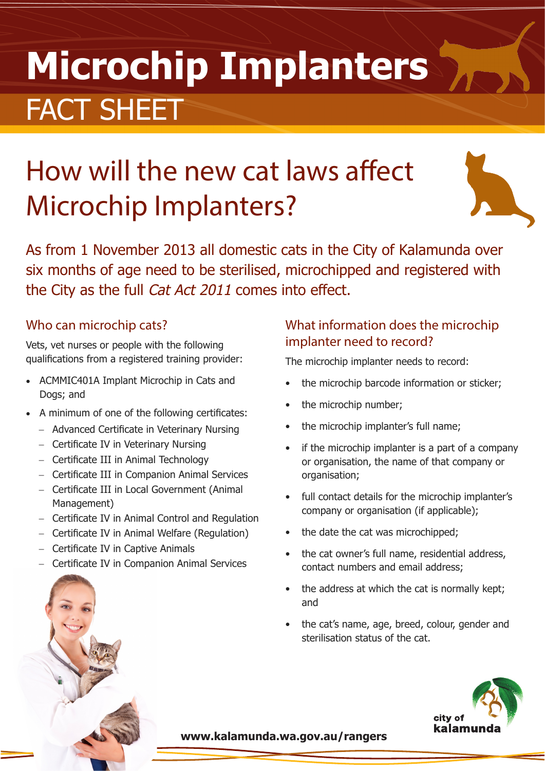# Microchip Implanters

## FACT SHEET

# How will the new cat laws affect Microchip Implanters?

As from 1 November 2013 all domestic cats in the City of Kalamunda over six months of age need to be sterilised, microchipped and registered with the City as the full *Cat Act 2011* comes into effect.

## Who can microchip cats?

Vets, vet nurses or people with the following qualifications from a registered training provider:

- ACMMIC401A Implant Microchip in Cats and Dogs; and
- A minimum of one of the following certificates:
  - Advanced Certificate in Veterinary Nursing
  - Certificate IV in Veterinary Nursing
  - Certificate III in Animal Technology
  - Certificate III in Companion Animal Services
  - Certificate III in Local Government (Animal Management)
  - Certificate IV in Animal Control and Regulation
  - Certificate IV in Animal Welfare (Regulation)
  - Certificate IV in Captive Animals
  - Certificate IV in Companion Animal Services

## What information does the microchip implanter need to record?

The microchip implanter needs to record:

- the microchip barcode information or sticker;
- the microchip number;
- the microchip implanter's full name;
- if the microchip implanter is a part of a company or organisation, the name of that company or organisation;
- full contact details for the microchip implanter's company or organisation (if applicable);
- the date the cat was microchipped;
- the cat owner's full name, residential address, contact numbers and email address;
- the address at which the cat is normally kept; and
- the cat's name, age, breed, colour, gender and sterilisation status of the cat.

**www.kalamunda.wa.gov.au/rangers**

city of kalamunda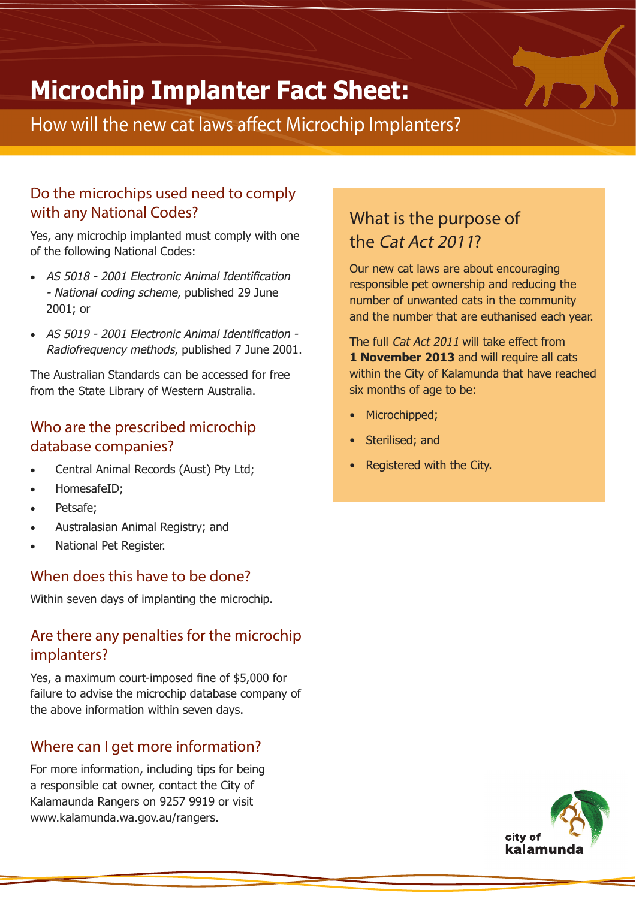# Microchip Implanter Fact Sheet:

## How will the new cat laws affect Microchip Implanters?

### Do the microchips used need to comply with any National Codes?

Yes, any microchip implanted must comply with one of the following National Codes:

- *AS 5018 - 2001 Electronic Animal Identification - National coding scheme*, published 29 June 2001; or
- *AS 5019 - 2001 Electronic Animal Identification - Radiofrequency methods*, published 7 June 2001.

The Australian Standards can be accessed for free from the State Library of Western Australia.

### Who are the prescribed microchip database companies?

- Central Animal Records (Aust) Pty Ltd;
- HomesafeID;
- Petsafe;
- Australasian Animal Registry; and
- National Pet Register.

### When does this have to be done?

Within seven days of implanting the microchip.

### Are there any penalties for the microchip implanters?

Yes, a maximum court-imposed fine of $5,000 for failure to advise the microchip database company of the above information within seven days.

### Where can I get more information?

For more information, including tips for being a responsible cat owner, contact the City of Kalamaunda Rangers on 9257 9919 or visit www.kalamunda.wa.gov.au/rangers.

### What is the purpose of the *Cat Act 2011*?

Our new cat laws are about encouraging responsible pet ownership and reducing the number of unwanted cats in the community and the number that are euthanised each year.

The full *Cat Act 2011* will take effect from **1 November 2013** and will require all cats within the City of Kalamunda that have reached six months of age to be:

- Microchipped;
- Sterilised; and
- Registered with the City.

city of kalamunda